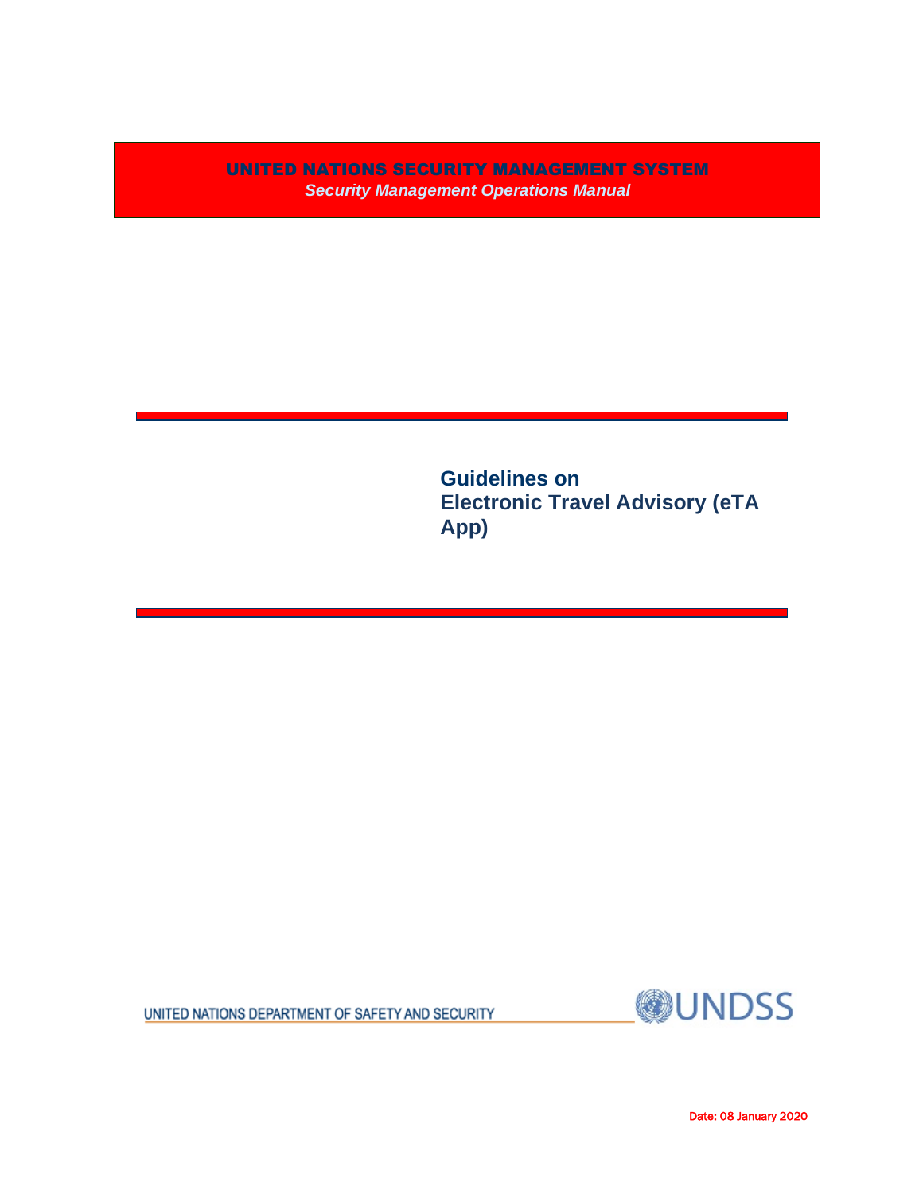**UNITED NATIONS SECURITY MANAGEMENT SYSTEM**

***Security Management Operations Manual***

# Guidelines on Electronic Travel Advisory (eTA App)

UNITED NATIONS DEPARTMENT OF SAFETY AND SECURITY

UNDSS

Date: 08 January 2020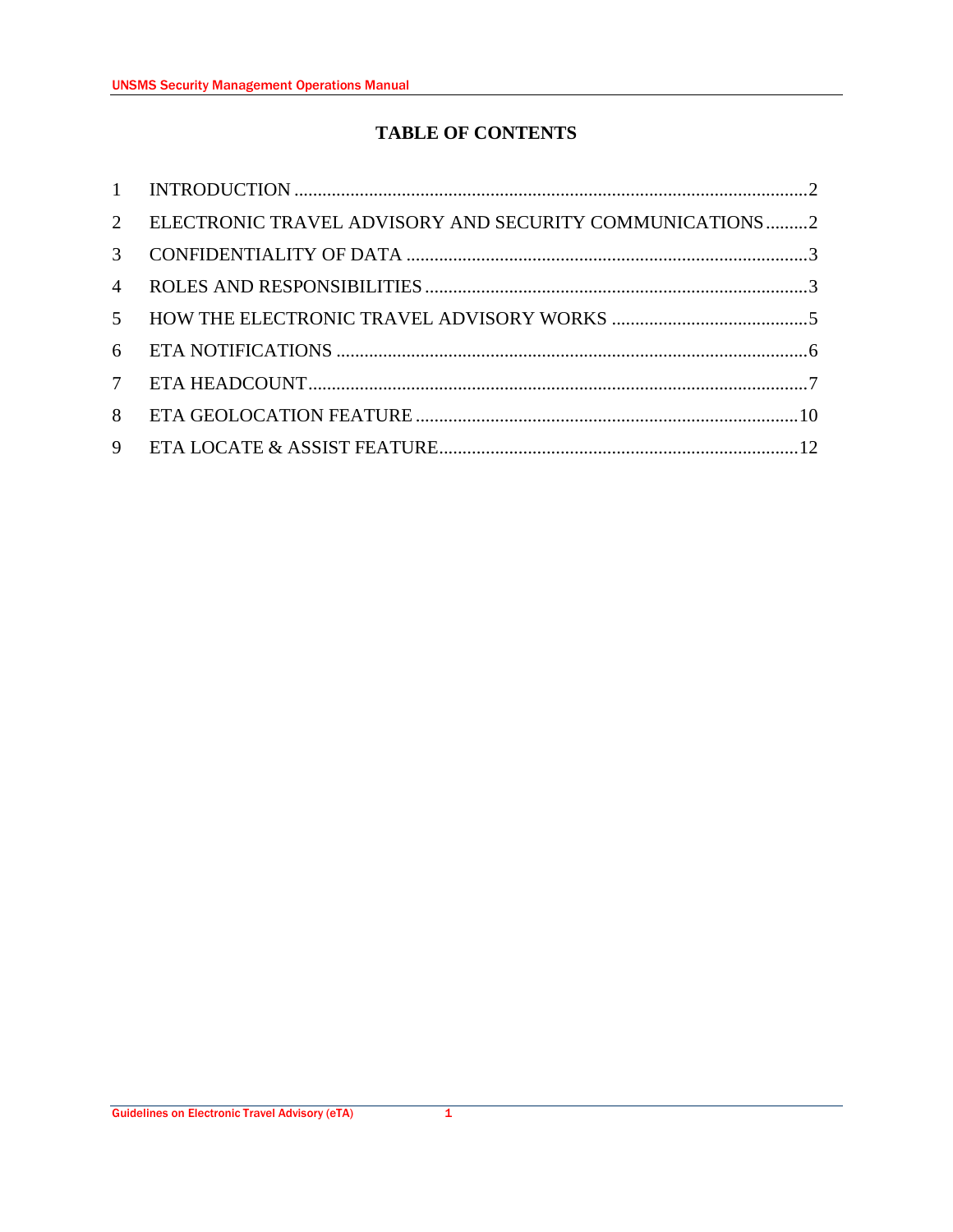# TABLE OF CONTENTS

| | | |
|---|---|---|
| 1 | INTRODUCTION | 2 |
| 2 | ELECTRONIC TRAVEL ADVISORY AND SECURITY COMMUNICATIONS | 2 |
| 3 | CONFIDENTIALITY OF DATA | 3 |
| 4 | ROLES AND RESPONSIBILITIES | 3 |
| 5 | HOW THE ELECTRONIC TRAVEL ADVISORY WORKS | 5 |
| 6 | ETA NOTIFICATIONS | 6 |
| 7 | ETA HEADCOUNT | 7 |
| 8 | ETA GEOLOCATION FEATURE | 10 |
| 9 | ETA LOCATE & ASSIST FEATURE | 12 |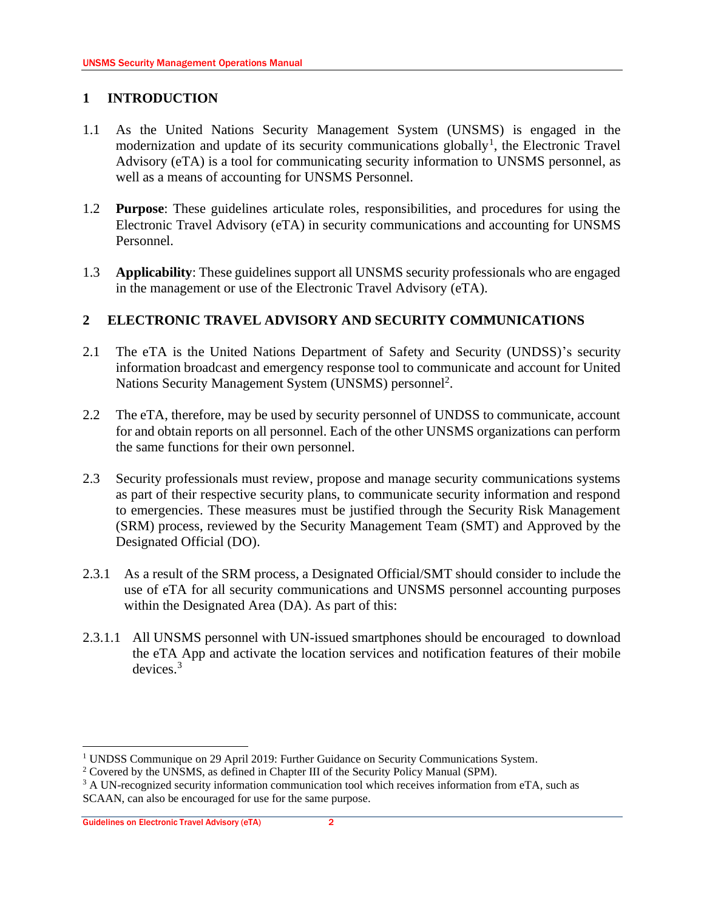# 1 INTRODUCTION

1.1 As the United Nations Security Management System (UNSMS) is engaged in the modernization and update of its security communications globally[1], the Electronic Travel Advisory (eTA) is a tool for communicating security information to UNSMS personnel, as well as a means of accounting for UNSMS Personnel.

1.2 **Purpose**: These guidelines articulate roles, responsibilities, and procedures for using the Electronic Travel Advisory (eTA) in security communications and accounting for UNSMS Personnel.

1.3 **Applicability**: These guidelines support all UNSMS security professionals who are engaged in the management or use of the Electronic Travel Advisory (eTA).

# 2 ELECTRONIC TRAVEL ADVISORY AND SECURITY COMMUNICATIONS

2.1 The eTA is the United Nations Department of Safety and Security (UNDSS)'s security information broadcast and emergency response tool to communicate and account for United Nations Security Management System (UNSMS) personnel[2].

2.2 The eTA, therefore, may be used by security personnel of UNDSS to communicate, account for and obtain reports on all personnel. Each of the other UNSMS organizations can perform the same functions for their own personnel.

2.3 Security professionals must review, propose and manage security communications systems as part of their respective security plans, to communicate security information and respond to emergencies. These measures must be justified through the Security Risk Management (SRM) process, reviewed by the Security Management Team (SMT) and Approved by the Designated Official (DO).

2.3.1 As a result of the SRM process, a Designated Official/SMT should consider to include the use of eTA for all security communications and UNSMS personnel accounting purposes within the Designated Area (DA). As part of this:

2.3.1.1 All UNSMS personnel with UN-issued smartphones should be encouraged to download the eTA App and activate the location services and notification features of their mobile devices.[3]

---

[1] UNDSS Communique on 29 April 2019: Further Guidance on Security Communications System.

[2] Covered by the UNSMS, as defined in Chapter III of the Security Policy Manual (SPM).

[3] A UN-recognized security information communication tool which receives information from eTA, such as SCAAN, can also be encouraged for use for the same purpose.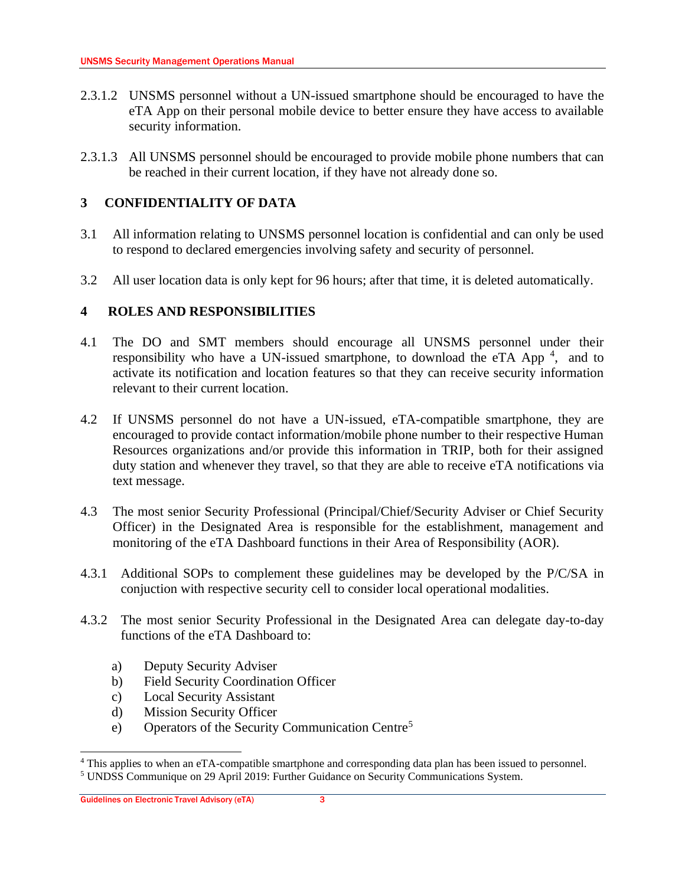2.3.1.2 UNSMS personnel without a UN-issued smartphone should be encouraged to have the eTA App on their personal mobile device to better ensure they have access to available security information.

2.3.1.3 All UNSMS personnel should be encouraged to provide mobile phone numbers that can be reached in their current location, if they have not already done so.

## 3 CONFIDENTIALITY OF DATA

3.1 All information relating to UNSMS personnel location is confidential and can only be used to respond to declared emergencies involving safety and security of personnel.

3.2 All user location data is only kept for 96 hours; after that time, it is deleted automatically.

## 4 ROLES AND RESPONSIBILITIES

4.1 The DO and SMT members should encourage all UNSMS personnel under their responsibility who have a UN-issued smartphone, to download the eTA App [4], and to activate its notification and location features so that they can receive security information relevant to their current location.

4.2 If UNSMS personnel do not have a UN-issued, eTA-compatible smartphone, they are encouraged to provide contact information/mobile phone number to their respective Human Resources organizations and/or provide this information in TRIP, both for their assigned duty station and whenever they travel, so that they are able to receive eTA notifications via text message.

4.3 The most senior Security Professional (Principal/Chief/Security Adviser or Chief Security Officer) in the Designated Area is responsible for the establishment, management and monitoring of the eTA Dashboard functions in their Area of Responsibility (AOR).

4.3.1 Additional SOPs to complement these guidelines may be developed by the P/C/SA in conjuction with respective security cell to consider local operational modalities.

4.3.2 The most senior Security Professional in the Designated Area can delegate day-to-day functions of the eTA Dashboard to:

a) Deputy Security Adviser
b) Field Security Coordination Officer
c) Local Security Assistant
d) Mission Security Officer
e) Operators of the Security Communication Centre[5]

---

[4] This applies to when an eTA-compatible smartphone and corresponding data plan has been issued to personnel.

[5] UNDSS Communique on 29 April 2019: Further Guidance on Security Communications System.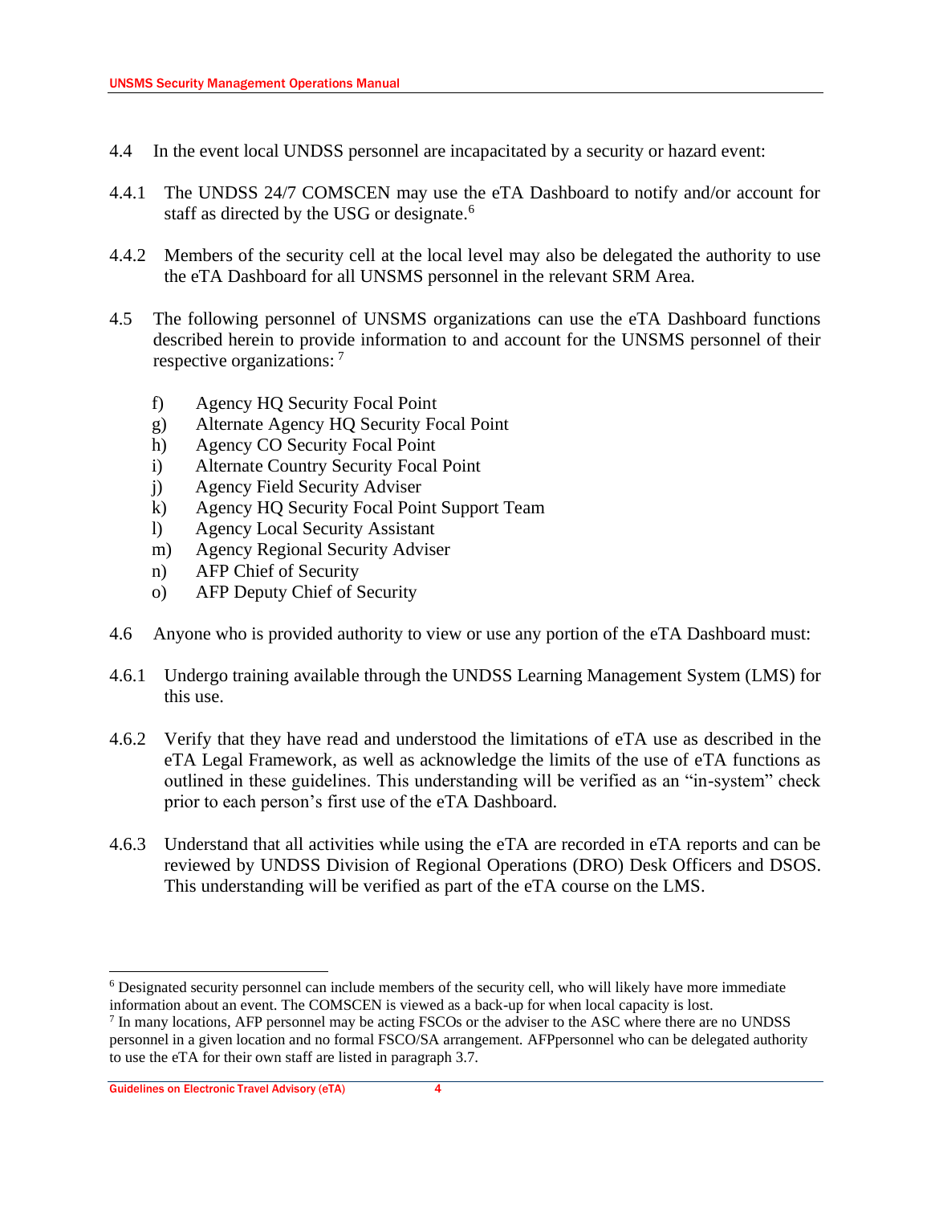4.4 In the event local UNDSS personnel are incapacitated by a security or hazard event:

4.4.1 The UNDSS 24/7 COMSCEN may use the eTA Dashboard to notify and/or account for staff as directed by the USG or designate.[6]

4.4.2 Members of the security cell at the local level may also be delegated the authority to use the eTA Dashboard for all UNSMS personnel in the relevant SRM Area.

4.5 The following personnel of UNSMS organizations can use the eTA Dashboard functions described herein to provide information to and account for the UNSMS personnel of their respective organizations: [7]

f) Agency HQ Security Focal Point
g) Alternate Agency HQ Security Focal Point
h) Agency CO Security Focal Point
i) Alternate Country Security Focal Point
j) Agency Field Security Adviser
k) Agency HQ Security Focal Point Support Team
l) Agency Local Security Assistant
m) Agency Regional Security Adviser
n) AFP Chief of Security
o) AFP Deputy Chief of Security

4.6 Anyone who is provided authority to view or use any portion of the eTA Dashboard must:

4.6.1 Undergo training available through the UNDSS Learning Management System (LMS) for this use.

4.6.2 Verify that they have read and understood the limitations of eTA use as described in the eTA Legal Framework, as well as acknowledge the limits of the use of eTA functions as outlined in these guidelines. This understanding will be verified as an "in-system" check prior to each person's first use of the eTA Dashboard.

4.6.3 Understand that all activities while using the eTA are recorded in eTA reports and can be reviewed by UNDSS Division of Regional Operations (DRO) Desk Officers and DSOS. This understanding will be verified as part of the eTA course on the LMS.

---

[6] Designated security personnel can include members of the security cell, who will likely have more immediate information about an event. The COMSCEN is viewed as a back-up for when local capacity is lost.

[7] In many locations, AFP personnel may be acting FSCOs or the adviser to the ASC where there are no UNDSS personnel in a given location and no formal FSCO/SA arrangement. AFPpersonnel who can be delegated authority to use the eTA for their own staff are listed in paragraph 3.7.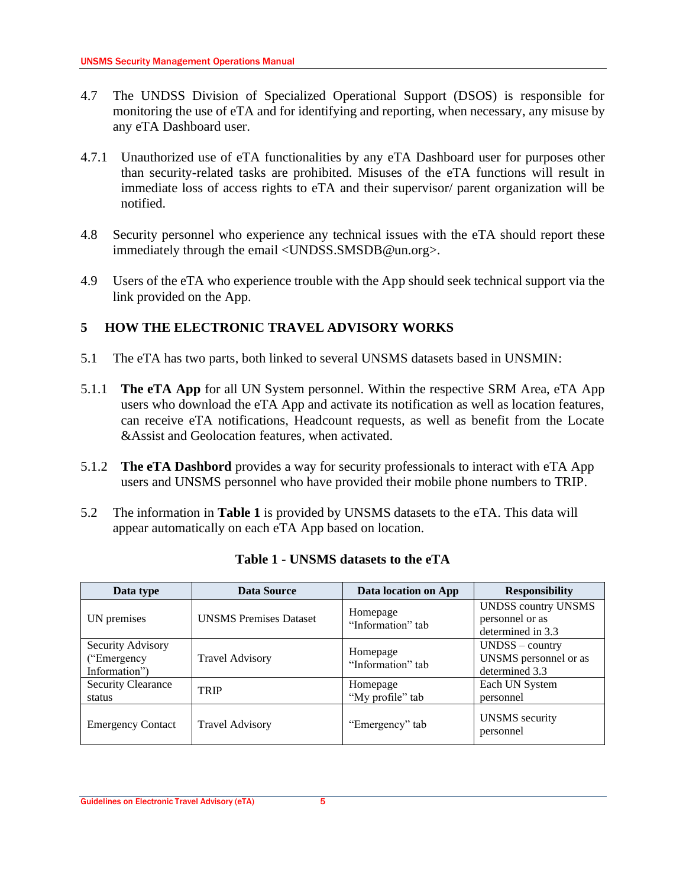4.7 The UNDSS Division of Specialized Operational Support (DSOS) is responsible for monitoring the use of eTA and for identifying and reporting, when necessary, any misuse by any eTA Dashboard user.

4.7.1 Unauthorized use of eTA functionalities by any eTA Dashboard user for purposes other than security-related tasks are prohibited. Misuses of the eTA functions will result in immediate loss of access rights to eTA and their supervisor/ parent organization will be notified.

4.8 Security personnel who experience any technical issues with the eTA should report these immediately through the email <UNDSS.SMSDB@un.org>.

4.9 Users of the eTA who experience trouble with the App should seek technical support via the link provided on the App.

## 5 HOW THE ELECTRONIC TRAVEL ADVISORY WORKS

5.1 The eTA has two parts, both linked to several UNSMS datasets based in UNSMIN:

5.1.1 **The eTA App** for all UN System personnel. Within the respective SRM Area, eTA App users who download the eTA App and activate its notification as well as location features, can receive eTA notifications, Headcount requests, as well as benefit from the Locate &Assist and Geolocation features, when activated.

5.1.2 **The eTA Dashbord** provides a way for security professionals to interact with eTA App users and UNSMS personnel who have provided their mobile phone numbers to TRIP.

5.2 The information in **Table 1** is provided by UNSMS datasets to the eTA. This data will appear automatically on each eTA App based on location.

**Table 1 - UNSMS datasets to the eTA**

| Data type | Data Source | Data location on App | Responsibility |
|---|---|---|---|
| UN premises | UNSMS Premises Dataset | Homepage "Information" tab | UNDSS country UNSMS personnel or as determined in 3.3 |
| Security Advisory ("Emergency Information") | Travel Advisory | Homepage "Information" tab | UNDSS – country UNSMS personnel or as determined 3.3 |
| Security Clearance status | TRIP | Homepage "My profile" tab | Each UN System personnel |
| Emergency Contact | Travel Advisory | "Emergency" tab | UNSMS security personnel |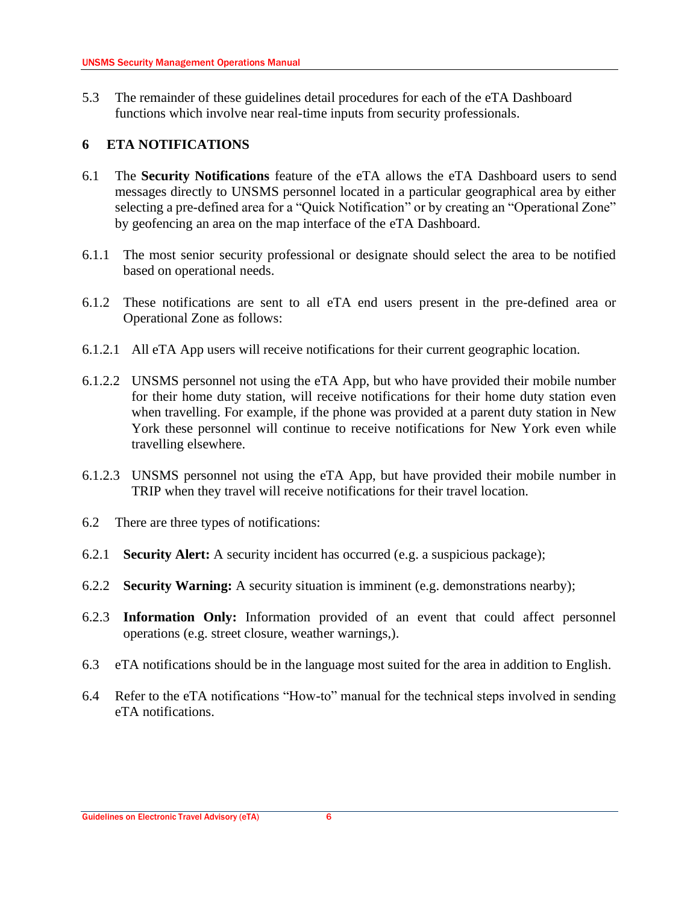5.3 The remainder of these guidelines detail procedures for each of the eTA Dashboard functions which involve near real-time inputs from security professionals.

## 6 ETA NOTIFICATIONS

6.1 The **Security Notifications** feature of the eTA allows the eTA Dashboard users to send messages directly to UNSMS personnel located in a particular geographical area by either selecting a pre-defined area for a "Quick Notification" or by creating an "Operational Zone" by geofencing an area on the map interface of the eTA Dashboard.

6.1.1 The most senior security professional or designate should select the area to be notified based on operational needs.

6.1.2 These notifications are sent to all eTA end users present in the pre-defined area or Operational Zone as follows:

6.1.2.1 All eTA App users will receive notifications for their current geographic location.

6.1.2.2 UNSMS personnel not using the eTA App, but who have provided their mobile number for their home duty station, will receive notifications for their home duty station even when travelling. For example, if the phone was provided at a parent duty station in New York these personnel will continue to receive notifications for New York even while travelling elsewhere.

6.1.2.3 UNSMS personnel not using the eTA App, but have provided their mobile number in TRIP when they travel will receive notifications for their travel location.

6.2 There are three types of notifications:

6.2.1 **Security Alert:** A security incident has occurred (e.g. a suspicious package);

6.2.2 **Security Warning:** A security situation is imminent (e.g. demonstrations nearby);

6.2.3 **Information Only:** Information provided of an event that could affect personnel operations (e.g. street closure, weather warnings,).

6.3 eTA notifications should be in the language most suited for the area in addition to English.

6.4 Refer to the eTA notifications "How-to" manual for the technical steps involved in sending eTA notifications.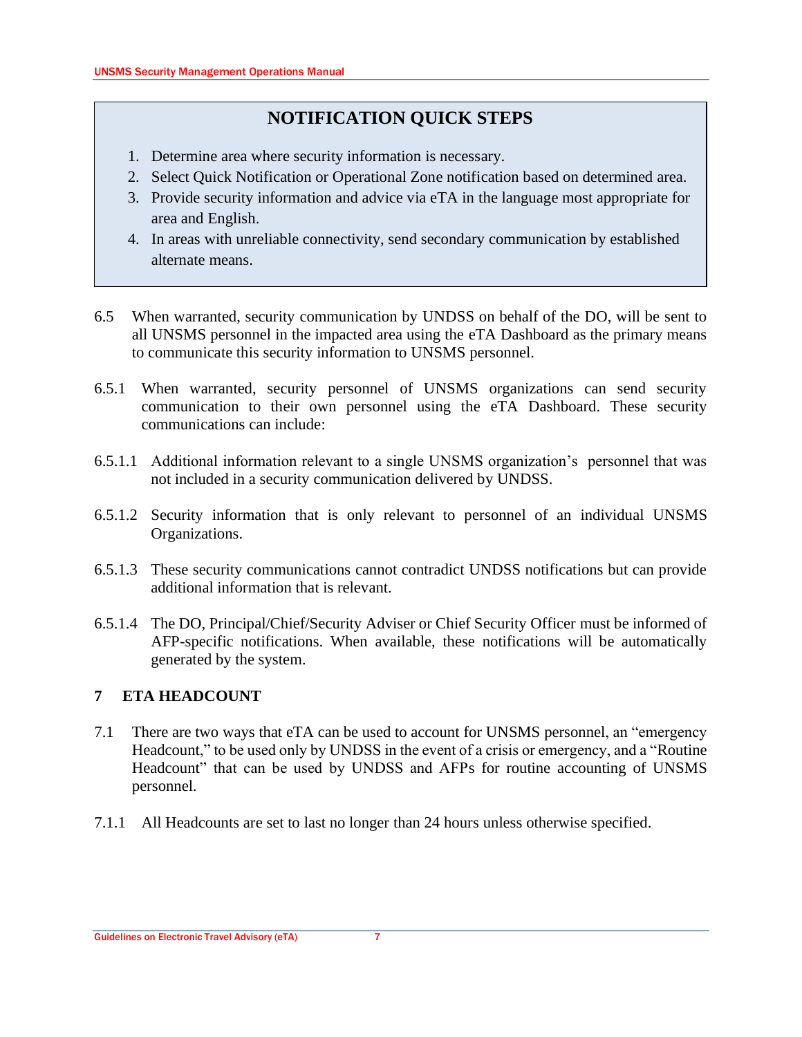## NOTIFICATION QUICK STEPS

1. Determine area where security information is necessary.
2. Select Quick Notification or Operational Zone notification based on determined area.
3. Provide security information and advice via eTA in the language most appropriate for area and English.
4. In areas with unreliable connectivity, send secondary communication by established alternate means.

6.5 When warranted, security communication by UNDSS on behalf of the DO, will be sent to all UNSMS personnel in the impacted area using the eTA Dashboard as the primary means to communicate this security information to UNSMS personnel.

6.5.1 When warranted, security personnel of UNSMS organizations can send security communication to their own personnel using the eTA Dashboard. These security communications can include:

6.5.1.1 Additional information relevant to a single UNSMS organization's personnel that was not included in a security communication delivered by UNDSS.

6.5.1.2 Security information that is only relevant to personnel of an individual UNSMS Organizations.

6.5.1.3 These security communications cannot contradict UNDSS notifications but can provide additional information that is relevant.

6.5.1.4 The DO, Principal/Chief/Security Adviser or Chief Security Officer must be informed of AFP-specific notifications. When available, these notifications will be automatically generated by the system.

## 7 ETA HEADCOUNT

7.1 There are two ways that eTA can be used to account for UNSMS personnel, an "emergency Headcount," to be used only by UNDSS in the event of a crisis or emergency, and a "Routine Headcount" that can be used by UNDSS and AFPs for routine accounting of UNSMS personnel.

7.1.1 All Headcounts are set to last no longer than 24 hours unless otherwise specified.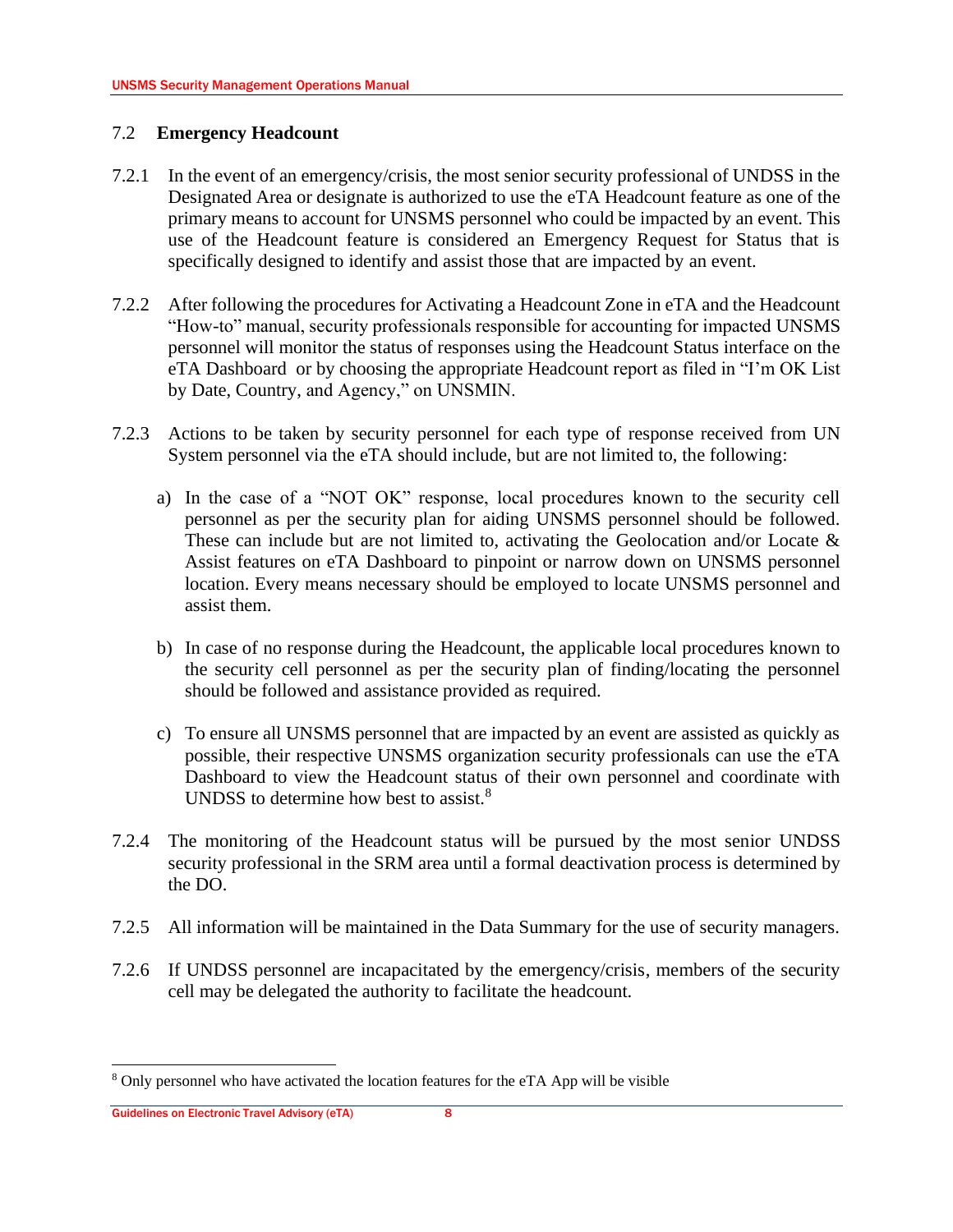## 7.2 Emergency Headcount

7.2.1 In the event of an emergency/crisis, the most senior security professional of UNDSS in the Designated Area or designate is authorized to use the eTA Headcount feature as one of the primary means to account for UNSMS personnel who could be impacted by an event. This use of the Headcount feature is considered an Emergency Request for Status that is specifically designed to identify and assist those that are impacted by an event.

7.2.2 After following the procedures for Activating a Headcount Zone in eTA and the Headcount "How-to" manual, security professionals responsible for accounting for impacted UNSMS personnel will monitor the status of responses using the Headcount Status interface on the eTA Dashboard or by choosing the appropriate Headcount report as filed in "I'm OK List by Date, Country, and Agency," on UNSMIN.

7.2.3 Actions to be taken by security personnel for each type of response received from UN System personnel via the eTA should include, but are not limited to, the following:

a) In the case of a "NOT OK" response, local procedures known to the security cell personnel as per the security plan for aiding UNSMS personnel should be followed. These can include but are not limited to, activating the Geolocation and/or Locate & Assist features on eTA Dashboard to pinpoint or narrow down on UNSMS personnel location. Every means necessary should be employed to locate UNSMS personnel and assist them.

b) In case of no response during the Headcount, the applicable local procedures known to the security cell personnel as per the security plan of finding/locating the personnel should be followed and assistance provided as required.

c) To ensure all UNSMS personnel that are impacted by an event are assisted as quickly as possible, their respective UNSMS organization security professionals can use the eTA Dashboard to view the Headcount status of their own personnel and coordinate with UNDSS to determine how best to assist.[8]

7.2.4 The monitoring of the Headcount status will be pursued by the most senior UNDSS security professional in the SRM area until a formal deactivation process is determined by the DO.

7.2.5 All information will be maintained in the Data Summary for the use of security managers.

7.2.6 If UNDSS personnel are incapacitated by the emergency/crisis, members of the security cell may be delegated the authority to facilitate the headcount.

---

[8] Only personnel who have activated the location features for the eTA App will be visible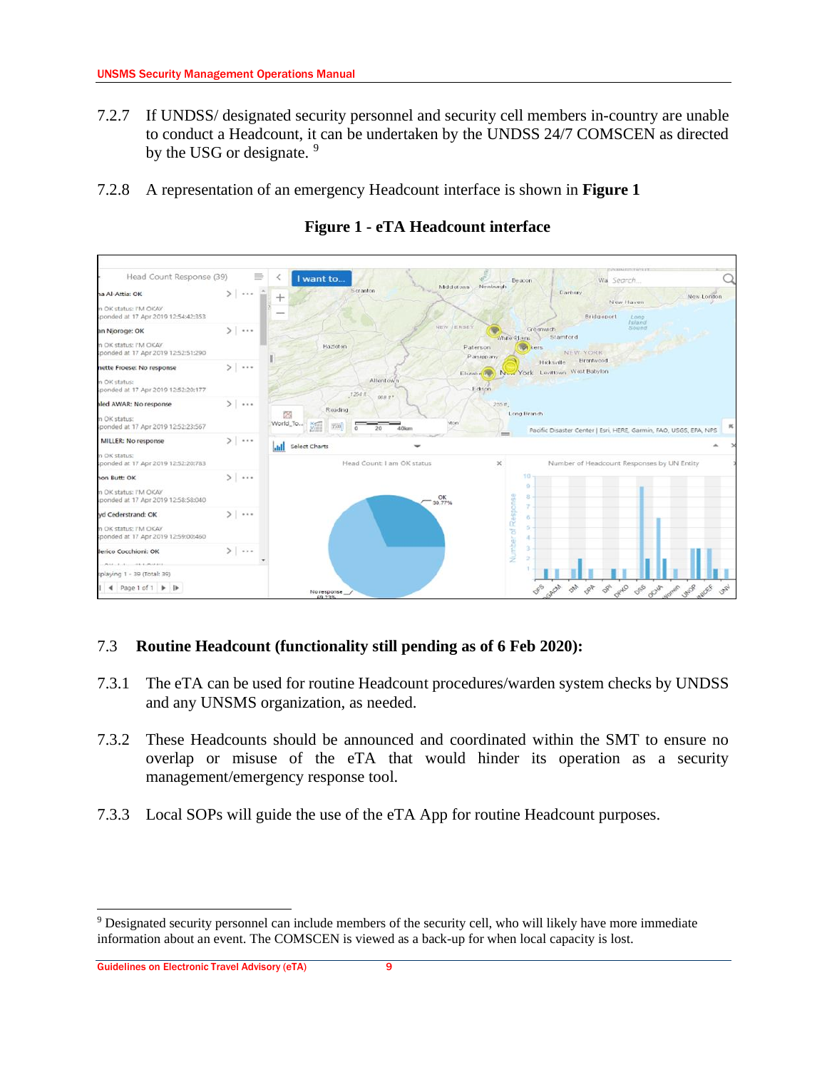7.2.7 If UNDSS/ designated security personnel and security cell members in-country are unable to conduct a Headcount, it can be undertaken by the UNDSS 24/7 COMSCEN as directed by the USG or designate. [9]

7.2.8 A representation of an emergency Headcount interface is shown in **Figure 1**

**Figure 1 - eTA Headcount interface**

## 7.3 Routine Headcount (functionality still pending as of 6 Feb 2020):

7.3.1 The eTA can be used for routine Headcount procedures/warden system checks by UNDSS and any UNSMS organization, as needed.

7.3.2 These Headcounts should be announced and coordinated within the SMT to ensure no overlap or misuse of the eTA that would hinder its operation as a security management/emergency response tool.

7.3.3 Local SOPs will guide the use of the eTA App for routine Headcount purposes.

---

[9] Designated security personnel can include members of the security cell, who will likely have more immediate information about an event. The COMSCEN is viewed as a back-up for when local capacity is lost.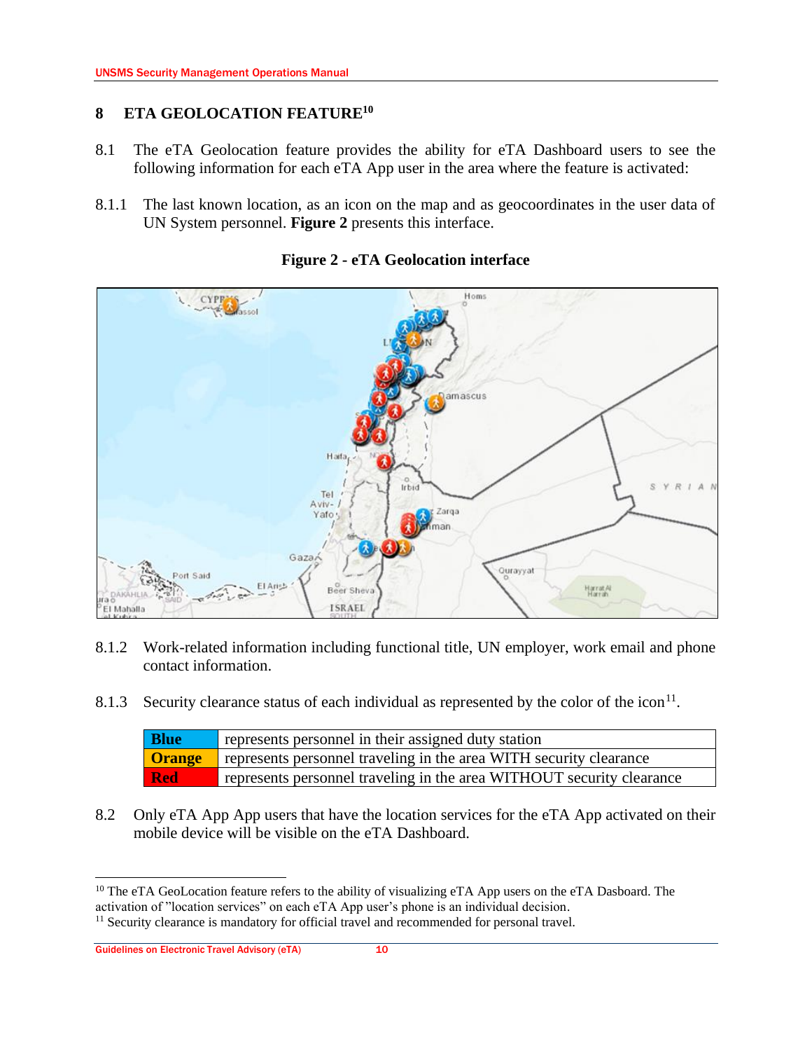# 8 ETA GEOLOCATION FEATURE[10]

8.1 The eTA Geolocation feature provides the ability for eTA Dashboard users to see the following information for each eTA App user in the area where the feature is activated:

8.1.1 The last known location, as an icon on the map and as geocoordinates in the user data of UN System personnel. **Figure 2** presents this interface.

**Figure 2 - eTA Geolocation interface**

8.1.2 Work-related information including functional title, UN employer, work email and phone contact information.

8.1.3 Security clearance status of each individual as represented by the color of the icon[11].

| | |
|---|---|
| **Blue** | represents personnel in their assigned duty station |
| **Orange** | represents personnel traveling in the area WITH security clearance |
| **Red** | represents personnel traveling in the area WITHOUT security clearance |

8.2 Only eTA App App users that have the location services for the eTA App activated on their mobile device will be visible on the eTA Dashboard.

---

[10] The eTA GeoLocation feature refers to the ability of visualizing eTA App users on the eTA Dasboard. The activation of "location services" on each eTA App user's phone is an individual decision.

[11] Security clearance is mandatory for official travel and recommended for personal travel.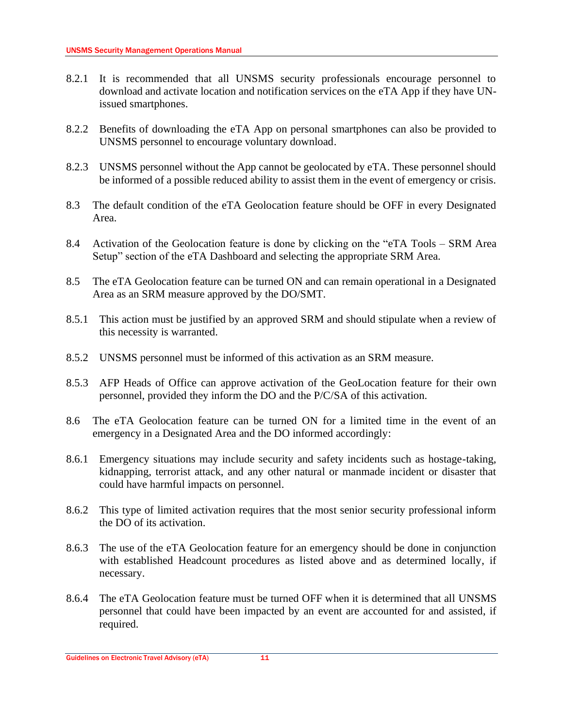8.2.1 It is recommended that all UNSMS security professionals encourage personnel to download and activate location and notification services on the eTA App if they have UN-issued smartphones.

8.2.2 Benefits of downloading the eTA App on personal smartphones can also be provided to UNSMS personnel to encourage voluntary download.

8.2.3 UNSMS personnel without the App cannot be geolocated by eTA. These personnel should be informed of a possible reduced ability to assist them in the event of emergency or crisis.

8.3 The default condition of the eTA Geolocation feature should be OFF in every Designated Area.

8.4 Activation of the Geolocation feature is done by clicking on the "eTA Tools – SRM Area Setup" section of the eTA Dashboard and selecting the appropriate SRM Area.

8.5 The eTA Geolocation feature can be turned ON and can remain operational in a Designated Area as an SRM measure approved by the DO/SMT.

8.5.1 This action must be justified by an approved SRM and should stipulate when a review of this necessity is warranted.

8.5.2 UNSMS personnel must be informed of this activation as an SRM measure.

8.5.3 AFP Heads of Office can approve activation of the GeoLocation feature for their own personnel, provided they inform the DO and the P/C/SA of this activation.

8.6 The eTA Geolocation feature can be turned ON for a limited time in the event of an emergency in a Designated Area and the DO informed accordingly:

8.6.1 Emergency situations may include security and safety incidents such as hostage-taking, kidnapping, terrorist attack, and any other natural or manmade incident or disaster that could have harmful impacts on personnel.

8.6.2 This type of limited activation requires that the most senior security professional inform the DO of its activation.

8.6.3 The use of the eTA Geolocation feature for an emergency should be done in conjunction with established Headcount procedures as listed above and as determined locally, if necessary.

8.6.4 The eTA Geolocation feature must be turned OFF when it is determined that all UNSMS personnel that could have been impacted by an event are accounted for and assisted, if required.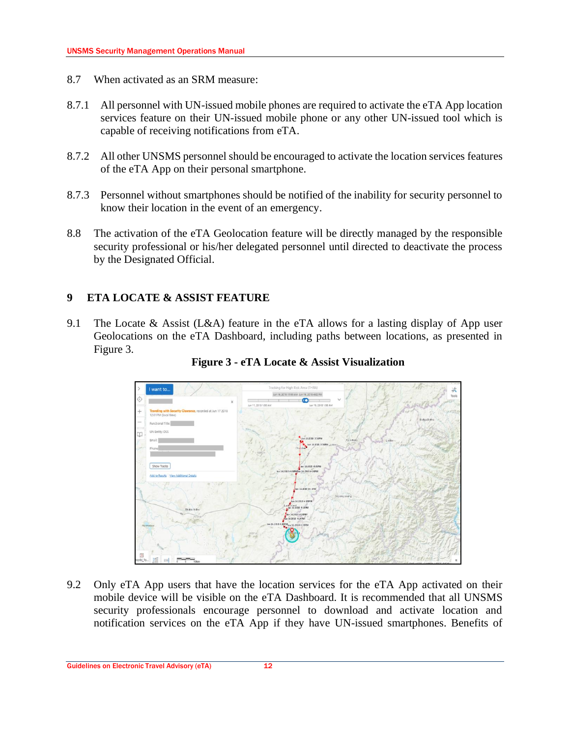8.7 When activated as an SRM measure:

8.7.1 All personnel with UN-issued mobile phones are required to activate the eTA App location services feature on their UN-issued mobile phone or any other UN-issued tool which is capable of receiving notifications from eTA.

8.7.2 All other UNSMS personnel should be encouraged to activate the location services features of the eTA App on their personal smartphone.

8.7.3 Personnel without smartphones should be notified of the inability for security personnel to know their location in the event of an emergency.

8.8 The activation of the eTA Geolocation feature will be directly managed by the responsible security professional or his/her delegated personnel until directed to deactivate the process by the Designated Official.

## 9 ETA LOCATE & ASSIST FEATURE

9.1 The Locate & Assist (L&A) feature in the eTA allows for a lasting display of App user Geolocations on the eTA Dashboard, including paths between locations, as presented in Figure 3.

**Figure 3 - eTA Locate & Assist Visualization**

9.2 Only eTA App users that have the location services for the eTA App activated on their mobile device will be visible on the eTA Dashboard. It is recommended that all UNSMS security professionals encourage personnel to download and activate location and notification services on the eTA App if they have UN-issued smartphones. Benefits of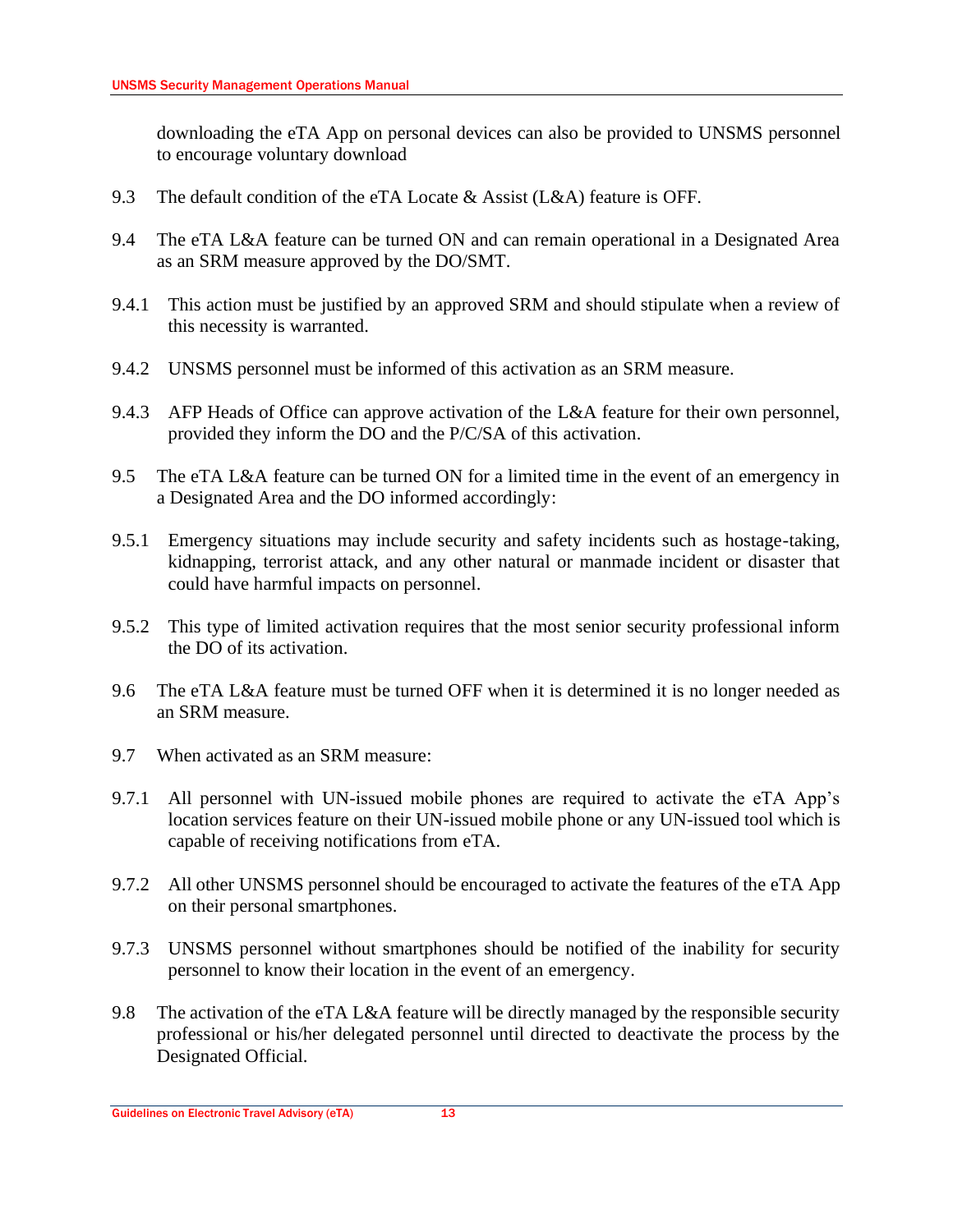downloading the eTA App on personal devices can also be provided to UNSMS personnel to encourage voluntary download

9.3 The default condition of the eTA Locate & Assist (L&A) feature is OFF.

9.4 The eTA L&A feature can be turned ON and can remain operational in a Designated Area as an SRM measure approved by the DO/SMT.

9.4.1 This action must be justified by an approved SRM and should stipulate when a review of this necessity is warranted.

9.4.2 UNSMS personnel must be informed of this activation as an SRM measure.

9.4.3 AFP Heads of Office can approve activation of the L&A feature for their own personnel, provided they inform the DO and the P/C/SA of this activation.

9.5 The eTA L&A feature can be turned ON for a limited time in the event of an emergency in a Designated Area and the DO informed accordingly:

9.5.1 Emergency situations may include security and safety incidents such as hostage-taking, kidnapping, terrorist attack, and any other natural or manmade incident or disaster that could have harmful impacts on personnel.

9.5.2 This type of limited activation requires that the most senior security professional inform the DO of its activation.

9.6 The eTA L&A feature must be turned OFF when it is determined it is no longer needed as an SRM measure.

9.7 When activated as an SRM measure:

9.7.1 All personnel with UN-issued mobile phones are required to activate the eTA App's location services feature on their UN-issued mobile phone or any UN-issued tool which is capable of receiving notifications from eTA.

9.7.2 All other UNSMS personnel should be encouraged to activate the features of the eTA App on their personal smartphones.

9.7.3 UNSMS personnel without smartphones should be notified of the inability for security personnel to know their location in the event of an emergency.

9.8 The activation of the eTA L&A feature will be directly managed by the responsible security professional or his/her delegated personnel until directed to deactivate the process by the Designated Official.